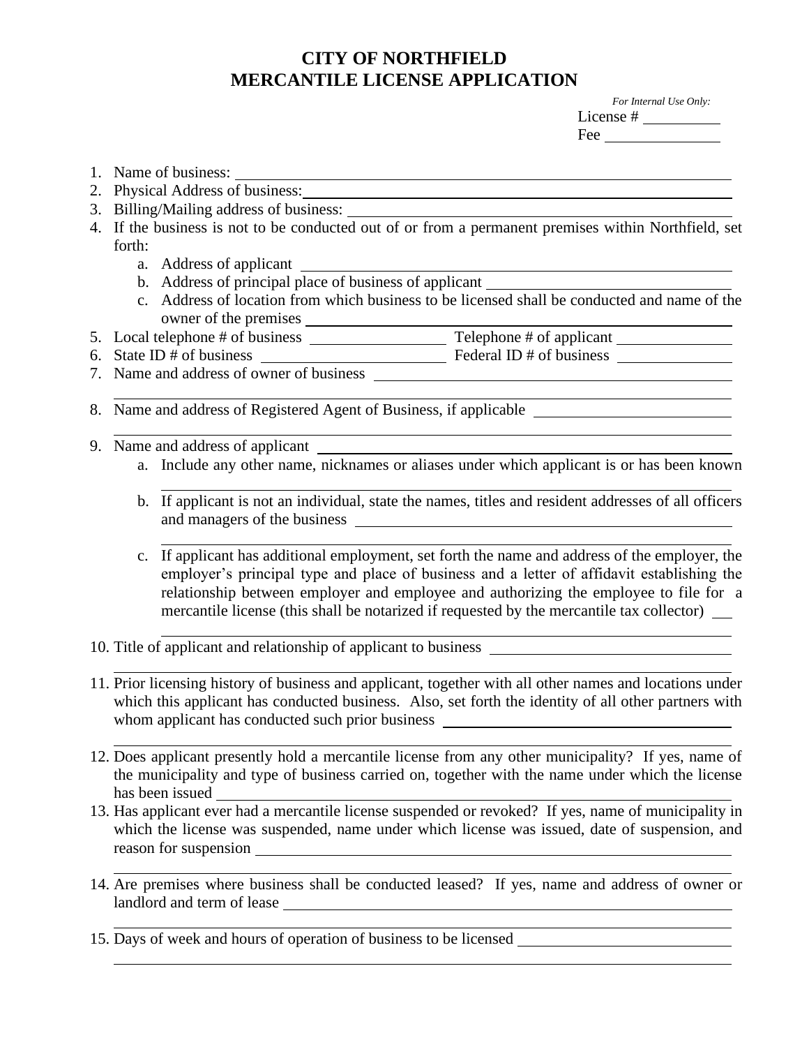# CITY OF NORTHFIELD
# MERCANTILE LICENSE APPLICATION

*For Internal Use Only:*
License # __________
Fee _______________

1. Name of business: ____________________
2. Physical Address of business: ____________________
3. Billing/Mailing address of business: ____________________
4. If the business is not to be conducted out of or from a permanent premises within Northfield, set forth:
   a. Address of applicant ____________________
   b. Address of principal place of business of applicant ____________________
   c. Address of location from which business to be licensed shall be conducted and name of the owner of the premises ____________________
5. Local telephone # of business ____________ Telephone # of applicant ____________
6. State ID # of business ____________ Federal ID # of business ____________
7. Name and address of owner of business ____________________

8. Name and address of Registered Agent of Business, if applicable ____________________

9. Name and address of applicant ____________________
   a. Include any other name, nicknames or aliases under which applicant is or has been known ____________________
   b. If applicant is not an individual, state the names, titles and resident addresses of all officers and managers of the business ____________________
   c. If applicant has additional employment, set forth the name and address of the employer, the employer's principal type and place of business and a letter of affidavit establishing the relationship between employer and employee and authorizing the employee to file for a mercantile license (this shall be notarized if requested by the mercantile tax collector) ____________________
10. Title of applicant and relationship of applicant to business ____________________

11. Prior licensing history of business and applicant, together with all other names and locations under which this applicant has conducted business. Also, set forth the identity of all other partners with whom applicant has conducted such prior business ____________________

12. Does applicant presently hold a mercantile license from any other municipality? If yes, name of the municipality and type of business carried on, together with the name under which the license has been issued ____________________
13. Has applicant ever had a mercantile license suspended or revoked? If yes, name of municipality in which the license was suspended, name under which license was issued, date of suspension, and reason for suspension ____________________

14. Are premises where business shall be conducted leased? If yes, name and address of owner or landlord and term of lease ____________________

15. Days of week and hours of operation of business to be licensed ____________________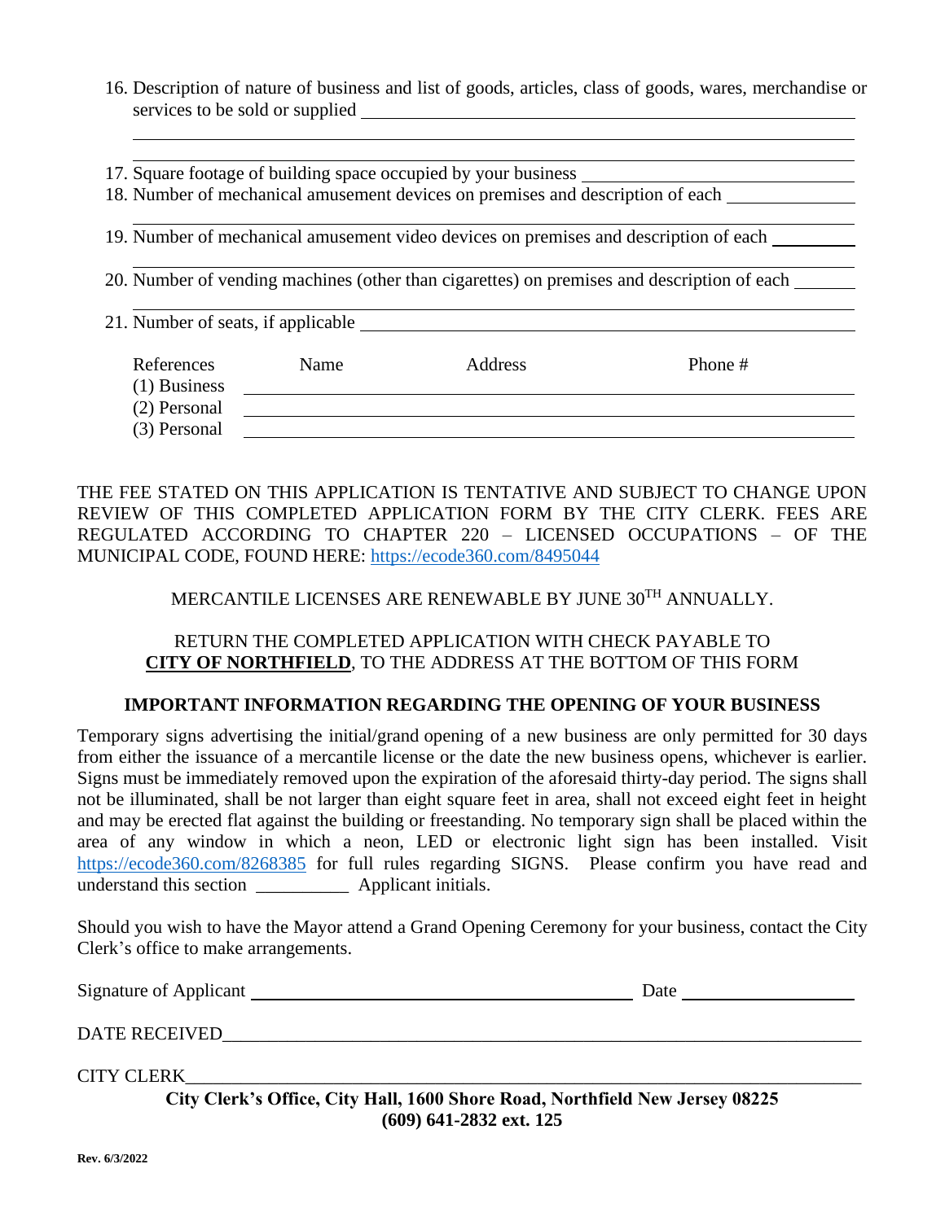16. Description of nature of business and list of goods, articles, class of goods, wares, merchandise or services to be sold or supplied ______________________________________________

______________________________________________

______________________________________________

17. Square footage of building space occupied by your business ______________________
18. Number of mechanical amusement devices on premises and description of each ____________

______________________________________________

19. Number of mechanical amusement video devices on premises and description of each ________

______________________________________________

20. Number of vending machines (other than cigarettes) on premises and description of each ______

______________________________________________

21. Number of seats, if applicable ______________________________________________

| References | Name | Address | Phone # |
|---|---|---|---|
| (1) Business | | | |
| (2) Personal | | | |
| (3) Personal | | | |

THE FEE STATED ON THIS APPLICATION IS TENTATIVE AND SUBJECT TO CHANGE UPON REVIEW OF THIS COMPLETED APPLICATION FORM BY THE CITY CLERK. FEES ARE REGULATED ACCORDING TO CHAPTER 220 – LICENSED OCCUPATIONS – OF THE MUNICIPAL CODE, FOUND HERE: https://ecode360.com/8495044

MERCANTILE LICENSES ARE RENEWABLE BY JUNE 30TH ANNUALLY.

RETURN THE COMPLETED APPLICATION WITH CHECK PAYABLE TO **CITY OF NORTHFIELD**, TO THE ADDRESS AT THE BOTTOM OF THIS FORM

**IMPORTANT INFORMATION REGARDING THE OPENING OF YOUR BUSINESS**

Temporary signs advertising the initial/grand opening of a new business are only permitted for 30 days from either the issuance of a mercantile license or the date the new business opens, whichever is earlier. Signs must be immediately removed upon the expiration of the aforesaid thirty-day period. The signs shall not be illuminated, shall be not larger than eight square feet in area, shall not exceed eight feet in height and may be erected flat against the building or freestanding. No temporary sign shall be placed within the area of any window in which a neon, LED or electronic light sign has been installed. Visit https://ecode360.com/8268385 for full rules regarding SIGNS. Please confirm you have read and understand this section __________ Applicant initials.

Should you wish to have the Mayor attend a Grand Opening Ceremony for your business, contact the City Clerk's office to make arrangements.

Signature of Applicant ______________________________ Date ______________

DATE RECEIVED______________________________________________

CITY CLERK______________________________________________

**City Clerk's Office, City Hall, 1600 Shore Road, Northfield New Jersey 08225**
**(609) 641-2832 ext. 125**

**Rev. 6/3/2022**